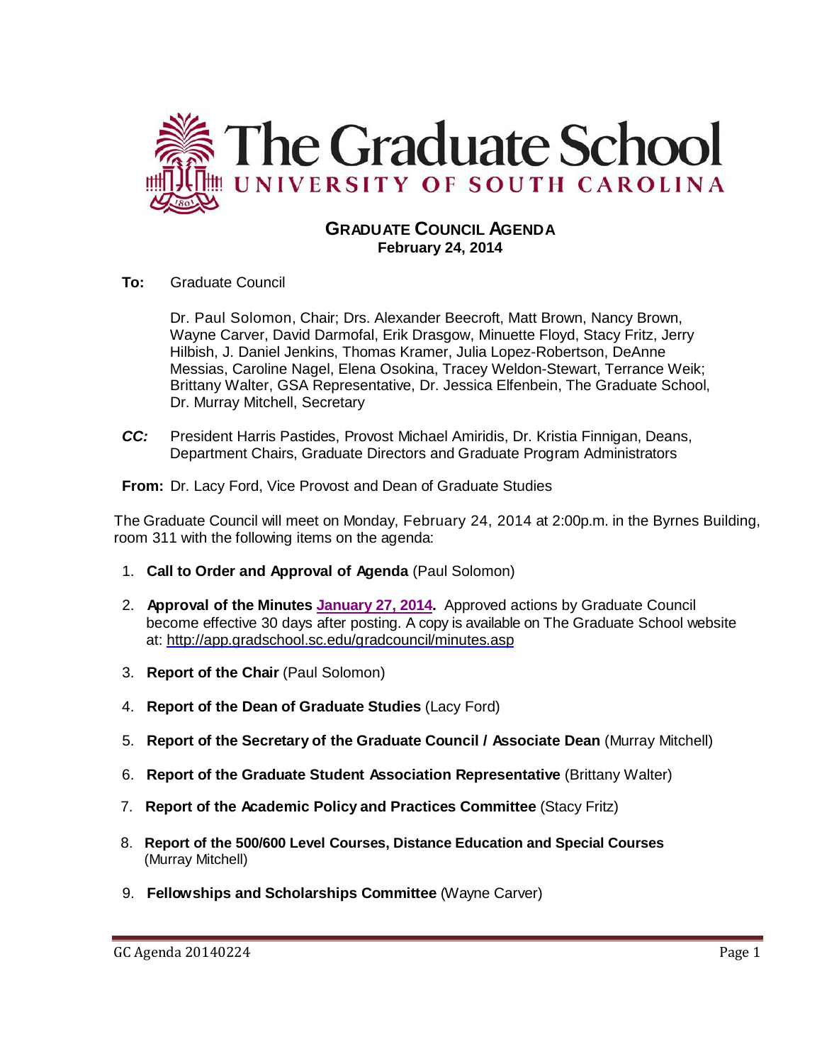# The Graduate School
## UNIVERSITY OF SOUTH CAROLINA

**GRADUATE COUNCIL AGENDA**
**February 24, 2014**

**To:** Graduate Council

Dr. Paul Solomon, Chair; Drs. Alexander Beecroft, Matt Brown, Nancy Brown, Wayne Carver, David Darmofal, Erik Drasgow, Minuette Floyd, Stacy Fritz, Jerry Hilbish, J. Daniel Jenkins, Thomas Kramer, Julia Lopez-Robertson, DeAnne Messias, Caroline Nagel, Elena Osokina, Tracey Weldon-Stewart, Terrance Weik; Brittany Walter, GSA Representative, Dr. Jessica Elfenbein, The Graduate School, Dr. Murray Mitchell, Secretary

***CC:*** President Harris Pastides, Provost Michael Amiridis, Dr. Kristia Finnigan, Deans, Department Chairs, Graduate Directors and Graduate Program Administrators

**From:** Dr. Lacy Ford, Vice Provost and Dean of Graduate Studies

The Graduate Council will meet on Monday, February 24, 2014 at 2:00p.m. in the Byrnes Building, room 311 with the following items on the agenda:

1. **Call to Order and Approval of Agenda** (Paul Solomon)
2. **Approval of the Minutes January 27, 2014.** Approved actions by Graduate Council become effective 30 days after posting. A copy is available on The Graduate School website at: http://app.gradschool.sc.edu/gradcouncil/minutes.asp
3. **Report of the Chair** (Paul Solomon)
4. **Report of the Dean of Graduate Studies** (Lacy Ford)
5. **Report of the Secretary of the Graduate Council / Associate Dean** (Murray Mitchell)
6. **Report of the Graduate Student Association Representative** (Brittany Walter)
7. **Report of the Academic Policy and Practices Committee** (Stacy Fritz)
8. **Report of the 500/600 Level Courses, Distance Education and Special Courses** (Murray Mitchell)
9. **Fellowships and Scholarships Committee** (Wayne Carver)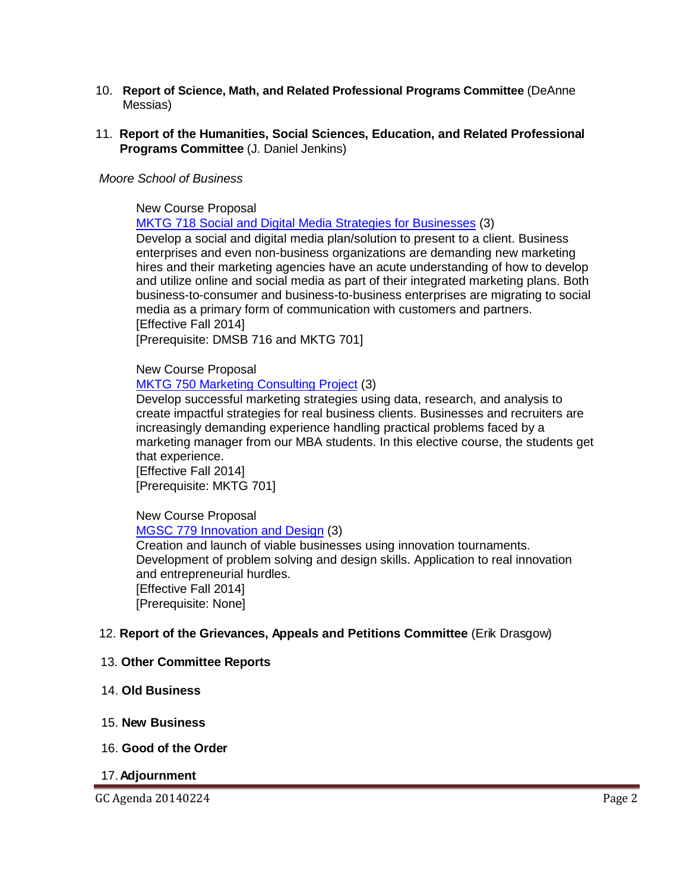10. **Report of Science, Math, and Related Professional Programs Committee** (DeAnne Messias)

11. **Report of the Humanities, Social Sciences, Education, and Related Professional Programs Committee** (J. Daniel Jenkins)

*Moore School of Business*

New Course Proposal
MKTG 718 Social and Digital Media Strategies for Businesses (3)
Develop a social and digital media plan/solution to present to a client. Business enterprises and even non-business organizations are demanding new marketing hires and their marketing agencies have an acute understanding of how to develop and utilize online and social media as part of their integrated marketing plans. Both business-to-consumer and business-to-business enterprises are migrating to social media as a primary form of communication with customers and partners.
[Effective Fall 2014]
[Prerequisite: DMSB 716 and MKTG 701]

New Course Proposal
MKTG 750 Marketing Consulting Project (3)
Develop successful marketing strategies using data, research, and analysis to create impactful strategies for real business clients. Businesses and recruiters are increasingly demanding experience handling practical problems faced by a marketing manager from our MBA students. In this elective course, the students get that experience.
[Effective Fall 2014]
[Prerequisite: MKTG 701]

New Course Proposal
MGSC 779 Innovation and Design (3)
Creation and launch of viable businesses using innovation tournaments. Development of problem solving and design skills. Application to real innovation and entrepreneurial hurdles.
[Effective Fall 2014]
[Prerequisite: None]

12. **Report of the Grievances, Appeals and Petitions Committee** (Erik Drasgow)

13. **Other Committee Reports**

14. **Old Business**

15. **New Business**

16. **Good of the Order**

17. **Adjournment**